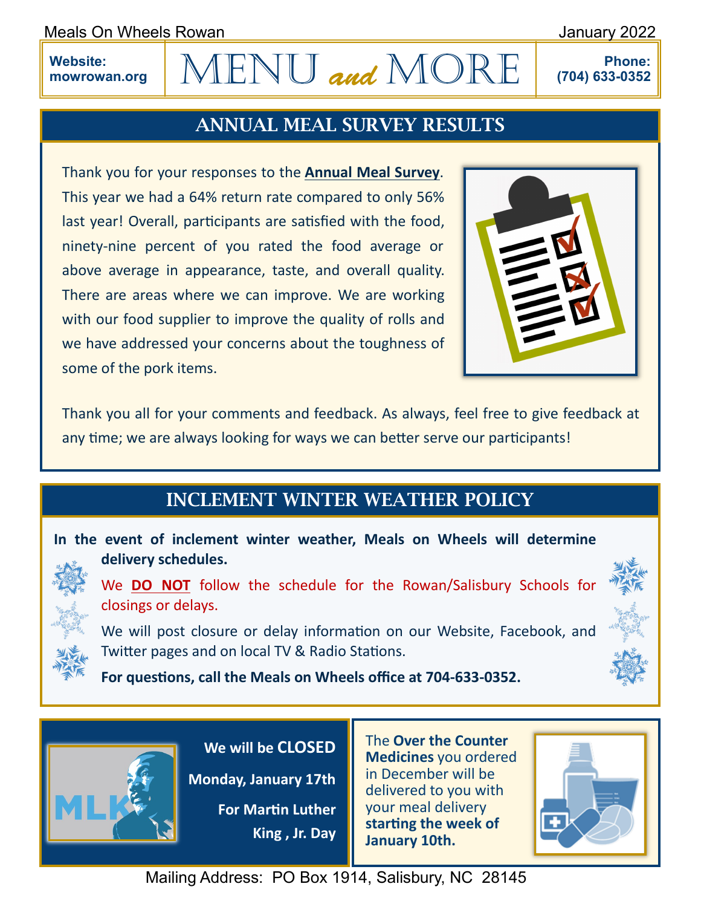Meals On Wheels Rowan — January 2022

**Website:** mowrowan.org

# MENU and MORE

**Phone:** (704) 633-0352

## ANNUAL MEAL SURVEY RESULTS

Thank you for your responses to the **Annual Meal Survey**. This year we had a 64% return rate compared to only 56% last year! Overall, participants are satisfied with the food, ninety-nine percent of you rated the food average or above average in appearance, taste, and overall quality. There are areas where we can improve. We are working with our food supplier to improve the quality of rolls and we have addressed your concerns about the toughness of some of the pork items.

Thank you all for your comments and feedback. As always, feel free to give feedback at any time; we are always looking for ways we can better serve our participants!

## INCLEMENT WINTER WEATHER POLICY

**In the event of inclement winter weather, Meals on Wheels will determine delivery schedules.**

We **DO NOT** follow the schedule for the Rowan/Salisbury Schools for closings or delays.

We will post closure or delay information on our Website, Facebook, and Twitter pages and on local TV & Radio Stations.

**For questions, call the Meals on Wheels office at 704-633-0352.**

**We will be CLOSED Monday, January 17th For Martin Luther King , Jr. Day**

The **Over the Counter Medicines** you ordered in December will be delivered to you with your meal delivery **starting the week of January 10th.**

Mailing Address: PO Box 1914, Salisbury, NC 28145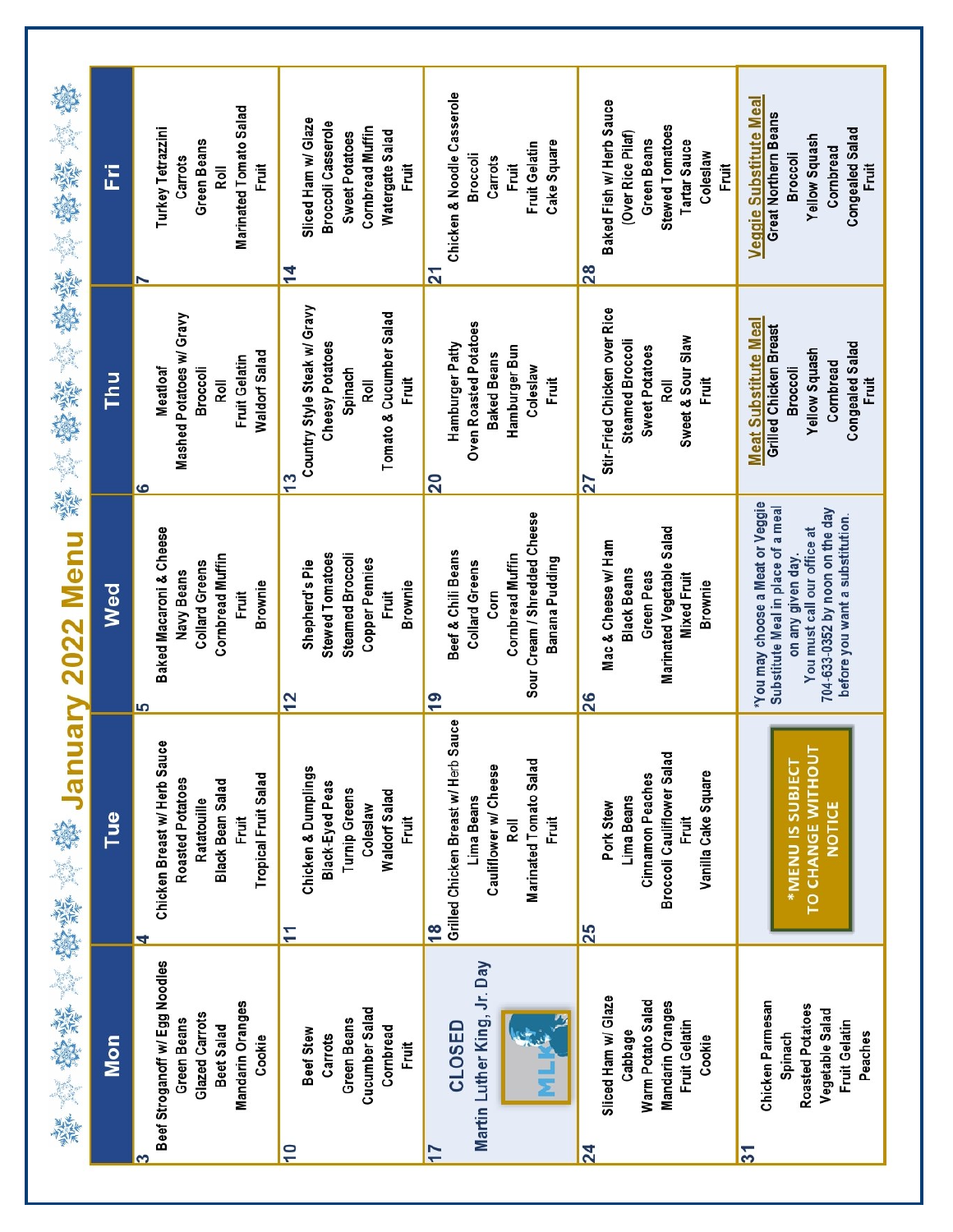# January 2022 Menu

| Mon | Tue | Wed | Thu | Fri |
|---|---|---|---|---|
| **3** Beef Stroganoff w/ Egg Noodles, Green Beans, Glazed Carrots, Beet Salad, Mandarin Oranges, Cookie | **4** Chicken Breast w/ Herb Sauce, Roasted Potatoes, Ratatouille, Black Bean Salad, Fruit, Tropical Fruit Salad | **5** Baked Macaroni & Cheese, Navy Beans, Collard Greens, Cornbread Muffin, Fruit, Brownie | **6** Meatloaf, Mashed Potatoes w/ Gravy, Broccoli, Roll, Fruit Gelatin, Waldorf Salad | **7** Turkey Tetrazzini, Carrots, Green Beans, Roll, Marinated Tomato Salad, Fruit |
| **10** Beef Stew, Carrots, Green Beans, Cucumber Salad, Cornbread, Fruit | **11** Chicken & Dumplings, Black-Eyed Peas, Turnip Greens, Coleslaw, Waldorf Salad, Fruit | **12** Shepherd's Pie, Stewed Tomatoes, Steamed Broccoli, Copper Pennies, Fruit, Brownie | **13** Country Style Steak w/ Gravy, Cheesy Potatoes, Spinach, Roll, Tomato & Cucumber Salad, Fruit | **14** Sliced Ham w/ Glaze, Broccoli Casserole, Sweet Potatoes, Cornbread Muffin, Watergate Salad, Fruit |
| **17** CLOSED Martin Luther King, Jr. Day | **18** Grilled Chicken Breast w/ Herb Sauce, Lima Beans, Cauliflower w/ Cheese, Roll, Marinated Tomato Salad, Fruit | **19** Beef & Chili Beans, Collard Greens, Corn, Cornbread Muffin, Sour Cream / Shredded Cheese, Banana Pudding | **20** Hamburger Patty, Oven Roasted Potatoes, Baked Beans, Hamburger Bun, Coleslaw, Fruit | **21** Chicken & Noodle Casserole, Broccoli, Carrots, Fruit, Fruit Gelatin, Cake Square |
| **24** Sliced Ham w/ Glaze, Cabbage, Warm Potato Salad, Mandarin Oranges, Fruit Gelatin, Cookie | **25** Pork Stew, Lima Beans, Cinnamon Peaches, Broccoli Cauliflower Salad, Fruit, Vanilla Cake Square | **26** Mac & Cheese w/ Ham, Black Beans, Green Peas, Marinated Vegetable Salad, Mixed Fruit, Brownie | **27** Stir-Fried Chicken over Rice, Steamed Broccoli, Sweet Potatoes, Roll, Sweet & Sour Slaw, Fruit | **28** Baked Fish w/ Herb Sauce (Over Rice Pilaf), Green Beans, Stewed Tomatoes, Tartar Sauce, Coleslaw, Fruit |
| **31** Chicken Parmesan, Spinach, Roasted Potatoes, Vegetable Salad, Fruit Gelatin, Peaches | *MENU IS SUBJECT TO CHANGE WITHOUT NOTICE | *You may choose a Meat or Veggie Substitute Meal in place of a meal on any given day. You must call our office at 704-633-0352 by noon on the day before you want a substitution. | **Meat Substitute Meal** Grilled Chicken Breast, Broccoli, Yellow Squash, Cornbread, Congealed Salad, Fruit | **Veggie Substitute Meal** Great Northern Beans, Broccoli, Yellow Squash, Cornbread, Congealed Salad, Fruit |